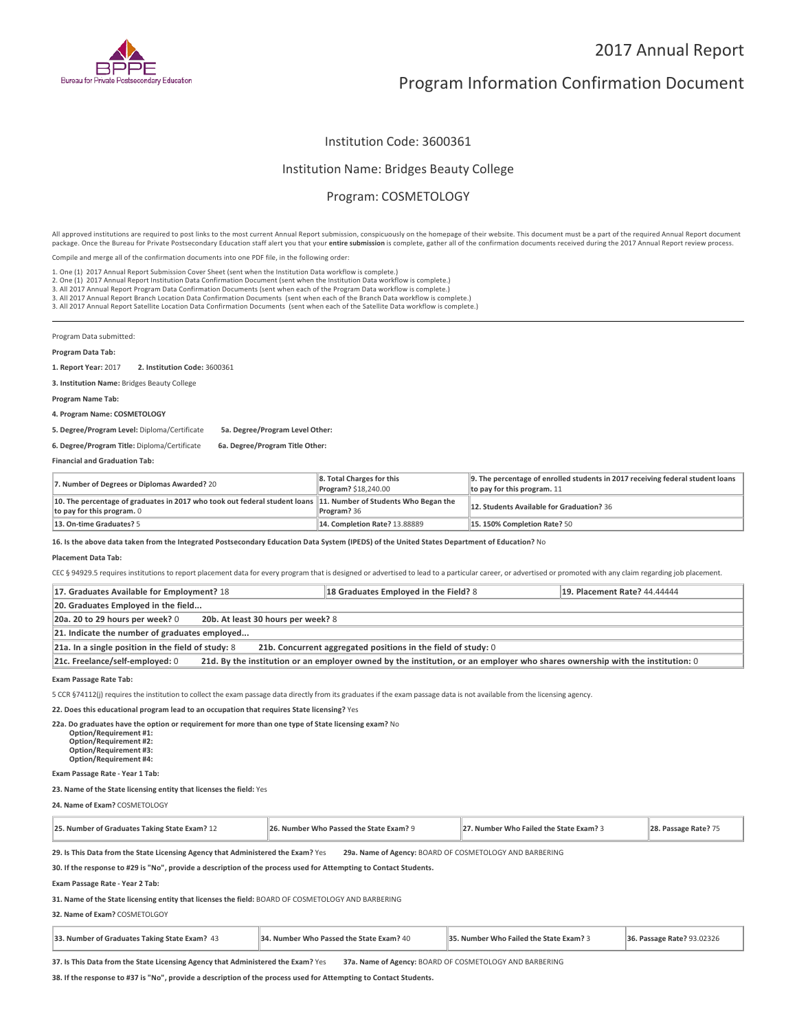# 2017 Annual Report

# Program Information Confirmation Document

## Institution Code: 3600361

## Institution Name: Bridges Beauty College

## Program: COSMETOLOGY

All approved institutions are required to post links to the most current Annual Report submission, conspicuously on the homepage of their website. This document must be a part of the required Annual Report document package. Once the Bureau for Private Postsecondary Education staff alert you that your **entire submission** is complete, gather all of the confirmation documents received during the 2017 Annual Report review process.

Compile and merge all of the confirmation documents into one PDF file, in the following order:

1. One (1) 2017 Annual Report Submission Cover Sheet (sent when the Institution Data workflow is complete.)
2. One (1) 2017 Annual Report Institution Data Confirmation Document (sent when the Institution Data workflow is complete.)
3. All 2017 Annual Report Program Data Confirmation Documents (sent when each of the Program Data workflow is complete.)
3. All 2017 Annual Report Branch Location Data Confirmation Documents (sent when each of the Branch Data workflow is complete.)
3. All 2017 Annual Report Satellite Location Data Confirmation Documents (sent when each of the Satellite Data workflow is complete.)

---

Program Data submitted:

**Program Data Tab:**

**1. Report Year:** 2017 **2. Institution Code:** 3600361

**3. Institution Name:** Bridges Beauty College

**Program Name Tab:**

**4. Program Name: COSMETOLOGY**

**5. Degree/Program Level:** Diploma/Certificate **5a. Degree/Program Level Other:**

**6. Degree/Program Title:** Diploma/Certificate **6a. Degree/Program Title Other:**

**Financial and Graduation Tab:**

| | | |
|---|---|---|
| **7. Number of Degrees or Diplomas Awarded?** 20 | **8. Total Charges for this Program?** $18,240.00 | **9. The percentage of enrolled students in 2017 receiving federal student loans to pay for this program.** 11 |
| **10. The percentage of graduates in 2017 who took out federal student loans to pay for this program.** 0 | **11. Number of Students Who Began the Program?** 36 | **12. Students Available for Graduation?** 36 |
| **13. On-time Graduates?** 5 | **14. Completion Rate?** 13.88889 | **15. 150% Completion Rate?** 50 |

**16. Is the above data taken from the Integrated Postsecondary Education Data System (IPEDS) of the United States Department of Education?** No

**Placement Data Tab:**

CEC § 94929.5 requires institutions to report placement data for every program that is designed or advertised to lead to a particular career, or advertised or promoted with any claim regarding job placement.

| | | |
|---|---|---|
| **17. Graduates Available for Employment?** 18 | **18 Graduates Employed in the Field?** 8 | **19. Placement Rate?** 44.44444 |
| **20. Graduates Employed in the field...** | | |
| **20a. 20 to 29 hours per week?** 0 **20b. At least 30 hours per week?** 8 | | |
| **21. Indicate the number of graduates employed...** | | |
| **21a. In a single position in the field of study:** 8 **21b. Concurrent aggregated positions in the field of study:** 0 | | |
| **21c. Freelance/self-employed:** 0 **21d. By the institution or an employer owned by the institution, or an employer who shares ownership with the institution:** 0 | | |

**Exam Passage Rate Tab:**

5 CCR §74112(j) requires the institution to collect the exam passage data directly from its graduates if the exam passage data is not available from the licensing agency.

**22. Does this educational program lead to an occupation that requires State licensing?** Yes

**22a. Do graduates have the option or requirement for more than one type of State licensing exam?** No
**Option/Requirement #1:**
**Option/Requirement #2:**
**Option/Requirement #3:**
**Option/Requirement #4:**

**Exam Passage Rate - Year 1 Tab:**

**23. Name of the State licensing entity that licenses the field:** Yes

**24. Name of Exam?** COSMETOLOGY

| | | | |
|---|---|---|---|
| **25. Number of Graduates Taking State Exam?** 12 | **26. Number Who Passed the State Exam?** 9 | **27. Number Who Failed the State Exam?** 3 | **28. Passage Rate?** 75 |

**29. Is This Data from the State Licensing Agency that Administered the Exam?** Yes **29a. Name of Agency:** BOARD OF COSMETOLOGY AND BARBERING

**30. If the response to #29 is "No", provide a description of the process used for Attempting to Contact Students.**

**Exam Passage Rate - Year 2 Tab:**

**31. Name of the State licensing entity that licenses the field:** BOARD OF COSMETOLOGY AND BARBERING

**32. Name of Exam?** COSMETOLGOY

| | | | |
|---|---|---|---|
| **33. Number of Graduates Taking State Exam?** 43 | **34. Number Who Passed the State Exam?** 40 | **35. Number Who Failed the State Exam?** 3 | **36. Passage Rate?** 93.02326 |

**37. Is This Data from the State Licensing Agency that Administered the Exam?** Yes **37a. Name of Agency:** BOARD OF COSMETOLOGY AND BARBERING

**38. If the response to #37 is "No", provide a description of the process used for Attempting to Contact Students.**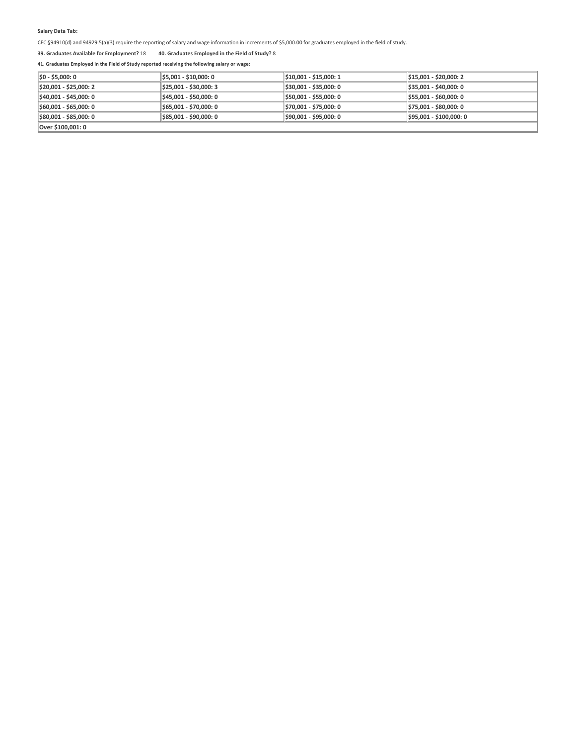**Salary Data Tab:**

CEC §94910(d) and 94929.5(a)(3) require the reporting of salary and wage information in increments of $5,000.00 for graduates employed in the field of study.

**39. Graduates Available for Employment?** 18 **40. Graduates Employed in the Field of Study?** 8

**41. Graduates Employed in the Field of Study reported receiving the following salary or wage:**

| | | | |
|---|---|---|---|
| **$0 - $5,000: 0** | **$5,001 - $10,000: 0** | **$10,001 - $15,000: 1** | **$15,001 - $20,000: 2** |
| **$20,001 - $25,000: 2** | **$25,001 - $30,000: 3** | **$30,001 - $35,000: 0** | **$35,001 - $40,000: 0** |
| **$40,001 - $45,000: 0** | **$45,001 - $50,000: 0** | **$50,001 - $55,000: 0** | **$55,001 - $60,000: 0** |
| **$60,001 - $65,000: 0** | **$65,001 - $70,000: 0** | **$70,001 - $75,000: 0** | **$75,001 - $80,000: 0** |
| **$80,001 - $85,000: 0** | **$85,001 - $90,000: 0** | **$90,001 - $95,000: 0** | **$95,001 - $100,000: 0** |
| **Over $100,001: 0** | | | |